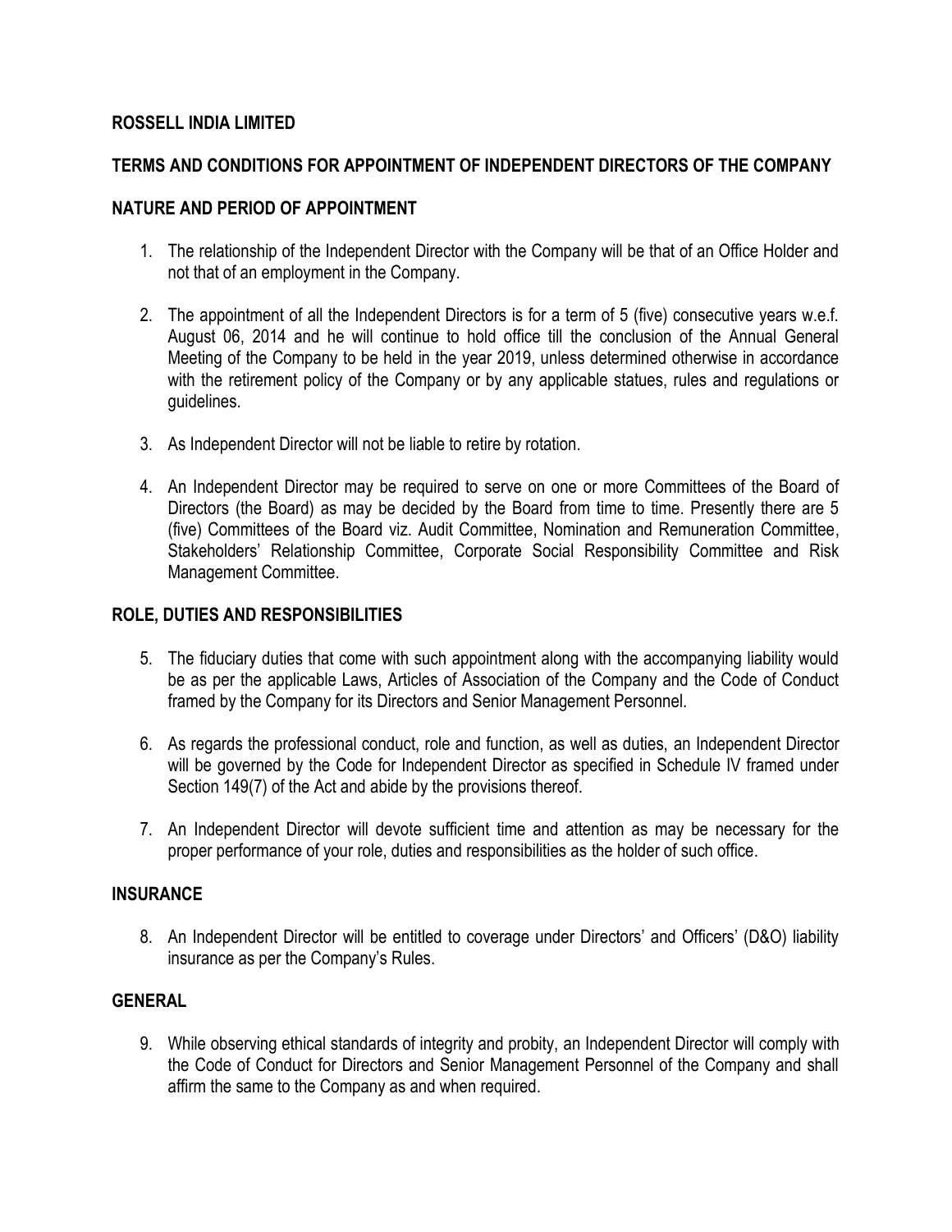**ROSSELL INDIA LIMITED**

**TERMS AND CONDITIONS FOR APPOINTMENT OF INDEPENDENT DIRECTORS OF THE COMPANY**

**NATURE AND PERIOD OF APPOINTMENT**

1. The relationship of the Independent Director with the Company will be that of an Office Holder and not that of an employment in the Company.

2. The appointment of all the Independent Directors is for a term of 5 (five) consecutive years w.e.f. August 06, 2014 and he will continue to hold office till the conclusion of the Annual General Meeting of the Company to be held in the year 2019, unless determined otherwise in accordance with the retirement policy of the Company or by any applicable statues, rules and regulations or guidelines.

3. As Independent Director will not be liable to retire by rotation.

4. An Independent Director may be required to serve on one or more Committees of the Board of Directors (the Board) as may be decided by the Board from time to time. Presently there are 5 (five) Committees of the Board viz. Audit Committee, Nomination and Remuneration Committee, Stakeholders' Relationship Committee, Corporate Social Responsibility Committee and Risk Management Committee.

**ROLE, DUTIES AND RESPONSIBILITIES**

5. The fiduciary duties that come with such appointment along with the accompanying liability would be as per the applicable Laws, Articles of Association of the Company and the Code of Conduct framed by the Company for its Directors and Senior Management Personnel.

6. As regards the professional conduct, role and function, as well as duties, an Independent Director will be governed by the Code for Independent Director as specified in Schedule IV framed under Section 149(7) of the Act and abide by the provisions thereof.

7. An Independent Director will devote sufficient time and attention as may be necessary for the proper performance of your role, duties and responsibilities as the holder of such office.

**INSURANCE**

8. An Independent Director will be entitled to coverage under Directors' and Officers' (D&O) liability insurance as per the Company's Rules.

**GENERAL**

9. While observing ethical standards of integrity and probity, an Independent Director will comply with the Code of Conduct for Directors and Senior Management Personnel of the Company and shall affirm the same to the Company as and when required.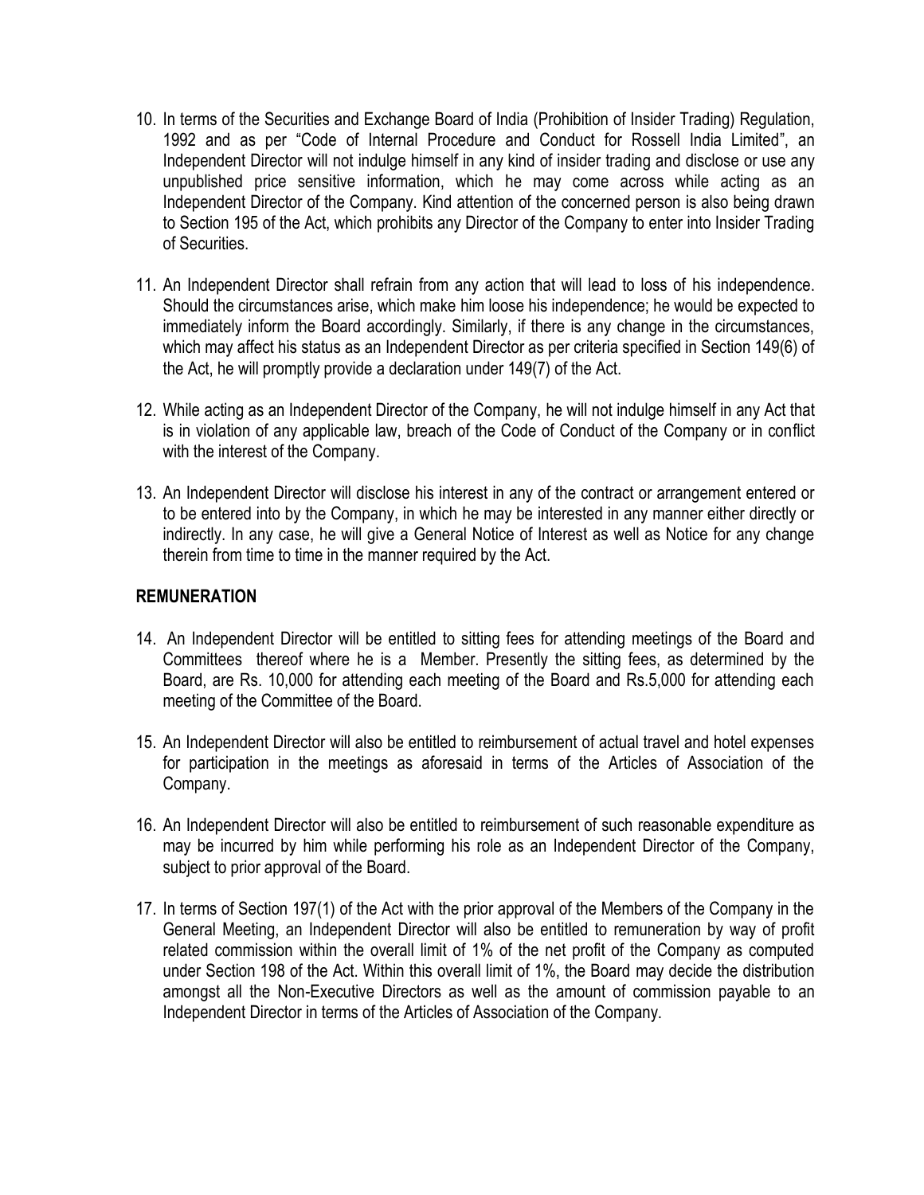10. In terms of the Securities and Exchange Board of India (Prohibition of Insider Trading) Regulation, 1992 and as per "Code of Internal Procedure and Conduct for Rossell India Limited", an Independent Director will not indulge himself in any kind of insider trading and disclose or use any unpublished price sensitive information, which he may come across while acting as an Independent Director of the Company. Kind attention of the concerned person is also being drawn to Section 195 of the Act, which prohibits any Director of the Company to enter into Insider Trading of Securities.

11. An Independent Director shall refrain from any action that will lead to loss of his independence. Should the circumstances arise, which make him loose his independence; he would be expected to immediately inform the Board accordingly. Similarly, if there is any change in the circumstances, which may affect his status as an Independent Director as per criteria specified in Section 149(6) of the Act, he will promptly provide a declaration under 149(7) of the Act.

12. While acting as an Independent Director of the Company, he will not indulge himself in any Act that is in violation of any applicable law, breach of the Code of Conduct of the Company or in conflict with the interest of the Company.

13. An Independent Director will disclose his interest in any of the contract or arrangement entered or to be entered into by the Company, in which he may be interested in any manner either directly or indirectly. In any case, he will give a General Notice of Interest as well as Notice for any change therein from time to time in the manner required by the Act.

## REMUNERATION

14. An Independent Director will be entitled to sitting fees for attending meetings of the Board and Committees thereof where he is a Member. Presently the sitting fees, as determined by the Board, are Rs. 10,000 for attending each meeting of the Board and Rs.5,000 for attending each meeting of the Committee of the Board.

15. An Independent Director will also be entitled to reimbursement of actual travel and hotel expenses for participation in the meetings as aforesaid in terms of the Articles of Association of the Company.

16. An Independent Director will also be entitled to reimbursement of such reasonable expenditure as may be incurred by him while performing his role as an Independent Director of the Company, subject to prior approval of the Board.

17. In terms of Section 197(1) of the Act with the prior approval of the Members of the Company in the General Meeting, an Independent Director will also be entitled to remuneration by way of profit related commission within the overall limit of 1% of the net profit of the Company as computed under Section 198 of the Act. Within this overall limit of 1%, the Board may decide the distribution amongst all the Non-Executive Directors as well as the amount of commission payable to an Independent Director in terms of the Articles of Association of the Company.